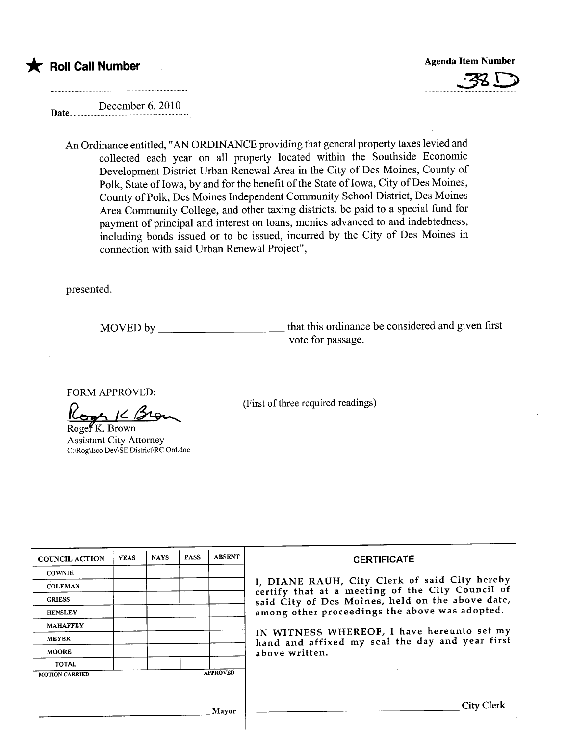★ **Roll Call Number**

**Agenda Item Number**

38D

Date December 6, 2010

An Ordinance entitled, "AN ORDINANCE providing that general property taxes levied and collected each year on all property located within the Southside Economic Development District Urban Renewal Area in the City of Des Moines, County of Polk, State of Iowa, by and for the benefit of the State of Iowa, City of Des Moines, County of Polk, Des Moines Independent Community School District, Des Moines Area Community College, and other taxing districts, be paid to a special fund for payment of principal and interest on loans, monies advanced to and indebtedness, including bonds issued or to be issued, incurred by the City of Des Moines in connection with said Urban Renewal Project",

presented.

MOVED by ____________________ that this ordinance be considered and given first vote for passage.

FORM APPROVED:

Roger K. Brown
Roger K. Brown
Assistant City Attorney
C:\Rog\Eco Dev\SE District\RC Ord.doc

(First of three required readings)

| COUNCIL ACTION | YEAS | NAYS | PASS | ABSENT |
|---|---|---|---|---|
| COWNIE | | | | |
| COLEMAN | | | | |
| GRIESS | | | | |
| HENSLEY | | | | |
| MAHAFFEY | | | | |
| MEYER | | | | |
| MOORE | | | | |
| TOTAL | | | | |

MOTION CARRIED APPROVED

______________________ Mayor

**CERTIFICATE**

I, DIANE RAUH, City Clerk of said City hereby certify that at a meeting of the City Council of said City of Des Moines, held on the above date, among other proceedings the above was adopted.

IN WITNESS WHEREOF, I have hereunto set my hand and affixed my seal the day and year first above written.

______________________ City Clerk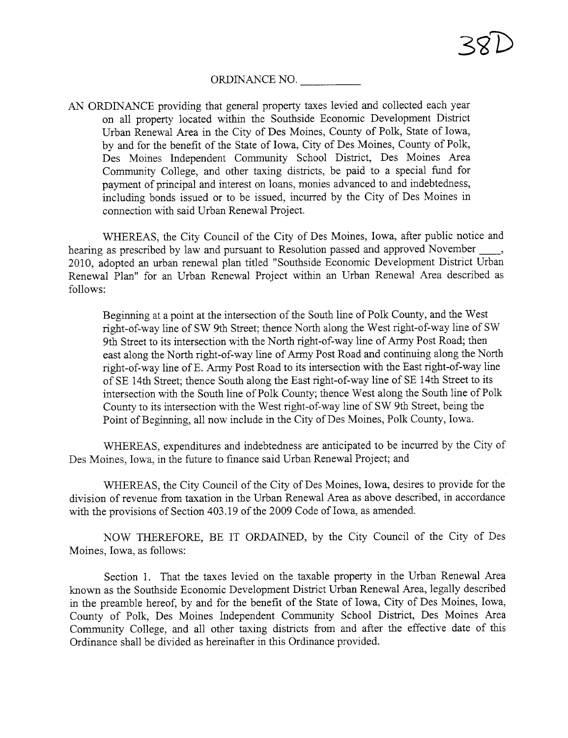38D

ORDINANCE NO. ___________

AN ORDINANCE providing that general property taxes levied and collected each year on all property located within the Southside Economic Development District Urban Renewal Area in the City of Des Moines, County of Polk, State of Iowa, by and for the benefit of the State of Iowa, City of Des Moines, County of Polk, Des Moines Independent Community School District, Des Moines Area Community College, and other taxing districts, be paid to a special fund for payment of principal and interest on loans, monies advanced to and indebtedness, including bonds issued or to be issued, incurred by the City of Des Moines in connection with said Urban Renewal Project.

WHEREAS, the City Council of the City of Des Moines, Iowa, after public notice and hearing as prescribed by law and pursuant to Resolution passed and approved November ____, 2010, adopted an urban renewal plan titled "Southside Economic Development District Urban Renewal Plan" for an Urban Renewal Project within an Urban Renewal Area described as follows:

> Beginning at a point at the intersection of the South line of Polk County, and the West right-of-way line of SW 9th Street; thence North along the West right-of-way line of SW 9th Street to its intersection with the North right-of-way line of Army Post Road; then east along the North right-of-way line of Army Post Road and continuing along the North right-of-way line of E. Army Post Road to its intersection with the East right-of-way line of SE 14th Street; thence South along the East right-of-way line of SE 14th Street to its intersection with the South line of Polk County; thence West along the South line of Polk County to its intersection with the West right-of-way line of SW 9th Street, being the Point of Beginning, all now include in the City of Des Moines, Polk County, Iowa.

WHEREAS, expenditures and indebtedness are anticipated to be incurred by the City of Des Moines, Iowa, in the future to finance said Urban Renewal Project; and

WHEREAS, the City Council of the City of Des Moines, Iowa, desires to provide for the division of revenue from taxation in the Urban Renewal Area as above described, in accordance with the provisions of Section 403.19 of the 2009 Code of Iowa, as amended.

NOW THEREFORE, BE IT ORDAINED, by the City Council of the City of Des Moines, Iowa, as follows:

Section 1. That the taxes levied on the taxable property in the Urban Renewal Area known as the Southside Economic Development District Urban Renewal Area, legally described in the preamble hereof, by and for the benefit of the State of Iowa, City of Des Moines, Iowa, County of Polk, Des Moines Independent Community School District, Des Moines Area Community College, and all other taxing districts from and after the effective date of this Ordinance shall be divided as hereinafter in this Ordinance provided.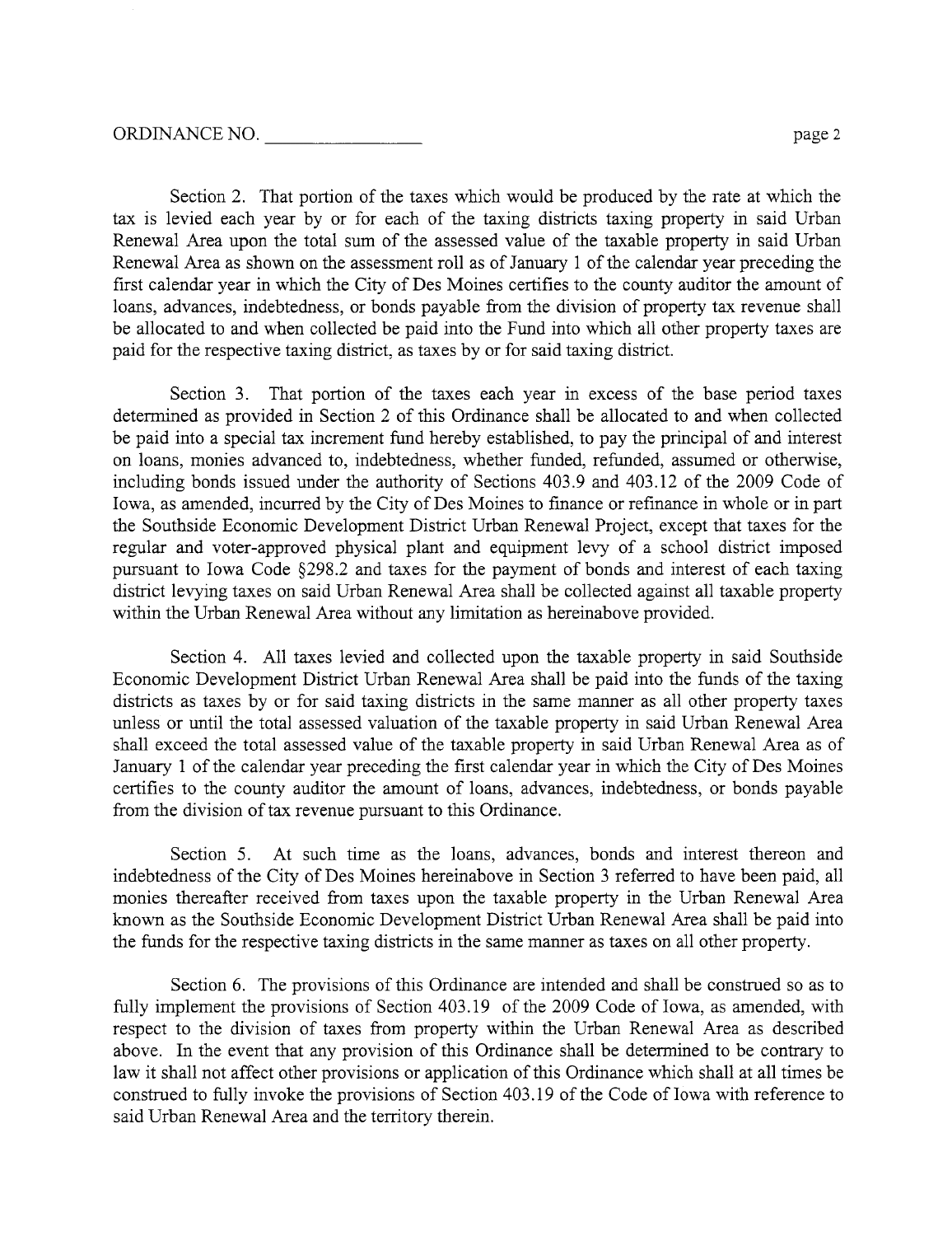Section 2. That portion of the taxes which would be produced by the rate at which the tax is levied each year by or for each of the taxing districts taxing property in said Urban Renewal Area upon the total sum of the assessed value of the taxable property in said Urban Renewal Area as shown on the assessment roll as of January 1 of the calendar year preceding the first calendar year in which the City of Des Moines certifies to the county auditor the amount of loans, advances, indebtedness, or bonds payable from the division of property tax revenue shall be allocated to and when collected be paid into the Fund into which all other property taxes are paid for the respective taxing district, as taxes by or for said taxing district.

Section 3. That portion of the taxes each year in excess of the base period taxes determined as provided in Section 2 of this Ordinance shall be allocated to and when collected be paid into a special tax increment fund hereby established, to pay the principal of and interest on loans, monies advanced to, indebtedness, whether funded, refunded, assumed or otherwise, including bonds issued under the authority of Sections 403.9 and 403.12 of the 2009 Code of Iowa, as amended, incurred by the City of Des Moines to finance or refinance in whole or in part the Southside Economic Development District Urban Renewal Project, except that taxes for the regular and voter-approved physical plant and equipment levy of a school district imposed pursuant to Iowa Code §298.2 and taxes for the payment of bonds and interest of each taxing district levying taxes on said Urban Renewal Area shall be collected against all taxable property within the Urban Renewal Area without any limitation as hereinabove provided.

Section 4. All taxes levied and collected upon the taxable property in said Southside Economic Development District Urban Renewal Area shall be paid into the funds of the taxing districts as taxes by or for said taxing districts in the same manner as all other property taxes unless or until the total assessed valuation of the taxable property in said Urban Renewal Area shall exceed the total assessed value of the taxable property in said Urban Renewal Area as of January 1 of the calendar year preceding the first calendar year in which the City of Des Moines certifies to the county auditor the amount of loans, advances, indebtedness, or bonds payable from the division of tax revenue pursuant to this Ordinance.

Section 5. At such time as the loans, advances, bonds and interest thereon and indebtedness of the City of Des Moines hereinabove in Section 3 referred to have been paid, all monies thereafter received from taxes upon the taxable property in the Urban Renewal Area known as the Southside Economic Development District Urban Renewal Area shall be paid into the funds for the respective taxing districts in the same manner as taxes on all other property.

Section 6. The provisions of this Ordinance are intended and shall be construed so as to fully implement the provisions of Section 403.19 of the 2009 Code of Iowa, as amended, with respect to the division of taxes from property within the Urban Renewal Area as described above. In the event that any provision of this Ordinance shall be determined to be contrary to law it shall not affect other provisions or application of this Ordinance which shall at all times be construed to fully invoke the provisions of Section 403.19 of the Code of Iowa with reference to said Urban Renewal Area and the territory therein.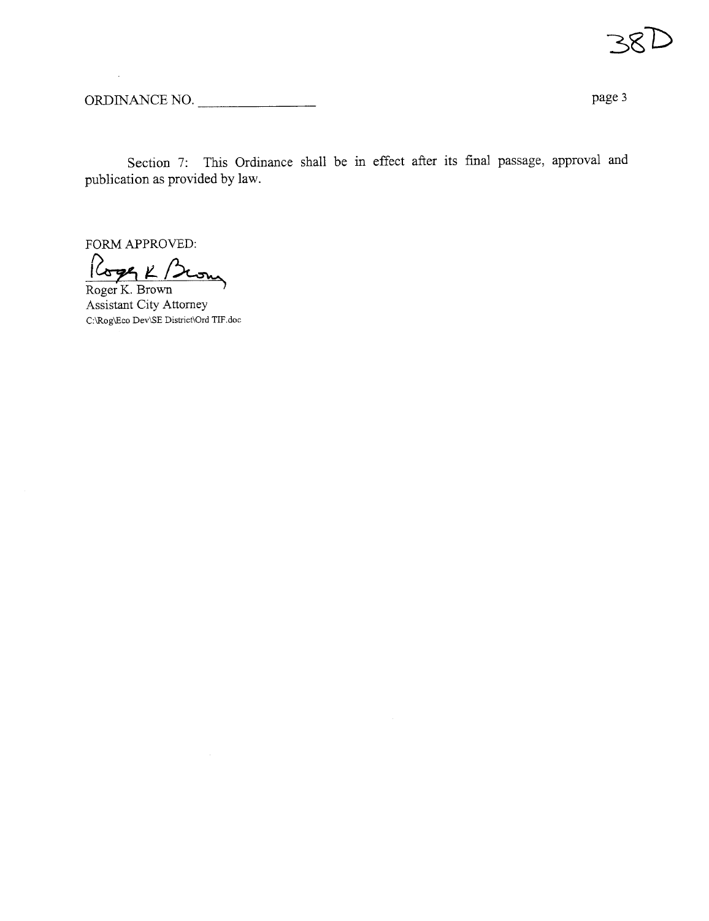38D

ORDINANCE NO. ______________

Section 7: This Ordinance shall be in effect after its final passage, approval and publication as provided by law.

FORM APPROVED:

Roger K. Brown

Roger K. Brown
Assistant City Attorney
C:\Rog\Eco Dev\SE District\Ord TIF.doc